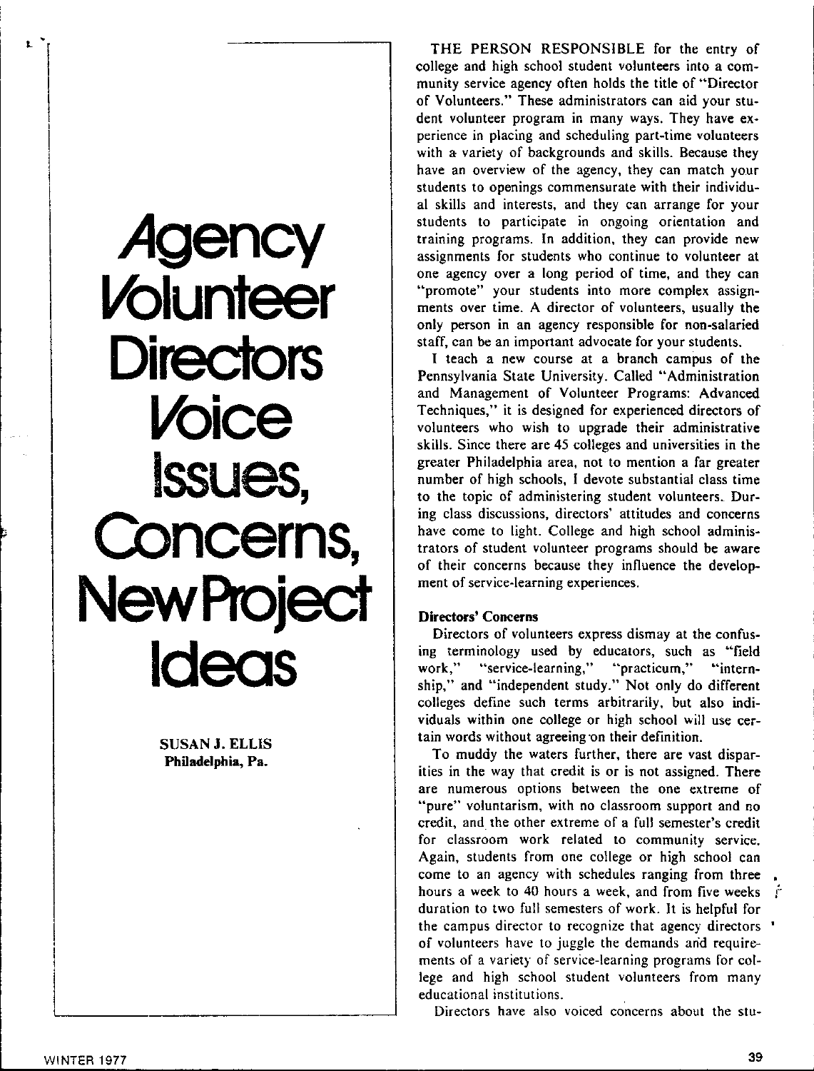# Agency Volunteer Directors Voice Issues, Concerns, New Project Ideas

**SUSAN J. ELLIS**
**Philadelphia, Pa.**

THE PERSON RESPONSIBLE for the entry of college and high school student volunteers into a community service agency often holds the title of "Director of Volunteers." These administrators can aid your student volunteer program in many ways. They have experience in placing and scheduling part-time volunteers with a variety of backgrounds and skills. Because they have an overview of the agency, they can match your students to openings commensurate with their individual skills and interests, and they can arrange for your students to participate in ongoing orientation and training programs. In addition, they can provide new assignments for students who continue to volunteer at one agency over a long period of time, and they can "promote" your students into more complex assignments over time. A director of volunteers, usually the only person in an agency responsible for non-salaried staff, can be an important advocate for your students.

I teach a new course at a branch campus of the Pennsylvania State University. Called "Administration and Management of Volunteer Programs: Advanced Techniques," it is designed for experienced directors of volunteers who wish to upgrade their administrative skills. Since there are 45 colleges and universities in the greater Philadelphia area, not to mention a far greater number of high schools, I devote substantial class time to the topic of administering student volunteers. During class discussions, directors' attitudes and concerns have come to light. College and high school administrators of student volunteer programs should be aware of their concerns because they influence the development of service-learning experiences.

### Directors' Concerns

Directors of volunteers express dismay at the confusing terminology used by educators, such as "field work," "service-learning," "practicum," "internship," and "independent study." Not only do different colleges define such terms arbitrarily, but also individuals within one college or high school will use certain words without agreeing on their definition.

To muddy the waters further, there are vast disparities in the way that credit is or is not assigned. There are numerous options between the one extreme of "pure" voluntarism, with no classroom support and no credit, and the other extreme of a full semester's credit for classroom work related to community service. Again, students from one college or high school can come to an agency with schedules ranging from three hours a week to 40 hours a week, and from five weeks duration to two full semesters of work. It is helpful for the campus director to recognize that agency directors of volunteers have to juggle the demands and requirements of a variety of service-learning programs for college and high school student volunteers from many educational institutions.

Directors have also voiced concerns about the stu-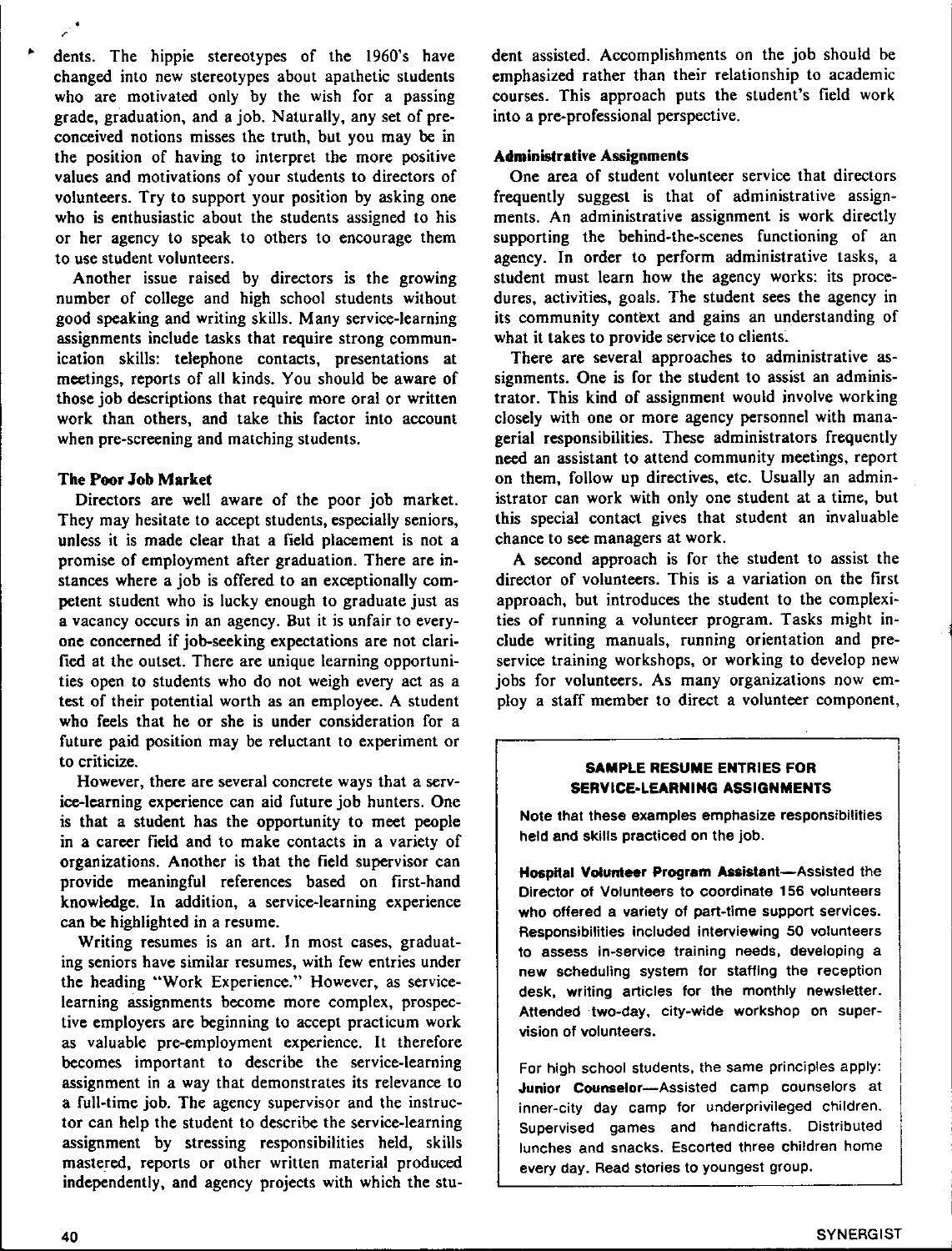dents. The hippie stereotypes of the 1960's have changed into new stereotypes about apathetic students who are motivated only by the wish for a passing grade, graduation, and a job. Naturally, any set of preconceived notions misses the truth, but you may be in the position of having to interpret the more positive values and motivations of your students to directors of volunteers. Try to support your position by asking one who is enthusiastic about the students assigned to his or her agency to speak to others to encourage them to use student volunteers.

Another issue raised by directors is the growing number of college and high school students without good speaking and writing skills. Many service-learning assignments include tasks that require strong communication skills: telephone contacts, presentations at meetings, reports of all kinds. You should be aware of those job descriptions that require more oral or written work than others, and take this factor into account when pre-screening and matching students.

### The Poor Job Market

Directors are well aware of the poor job market. They may hesitate to accept students, especially seniors, unless it is made clear that a field placement is not a promise of employment after graduation. There are instances where a job is offered to an exceptionally competent student who is lucky enough to graduate just as a vacancy occurs in an agency. But it is unfair to everyone concerned if job-seeking expectations are not clarified at the outset. There are unique learning opportunities open to students who do not weigh every act as a test of their potential worth as an employee. A student who feels that he or she is under consideration for a future paid position may be reluctant to experiment or to criticize.

However, there are several concrete ways that a service-learning experience can aid future job hunters. One is that a student has the opportunity to meet people in a career field and to make contacts in a variety of organizations. Another is that the field supervisor can provide meaningful references based on first-hand knowledge. In addition, a service-learning experience can be highlighted in a resume.

Writing resumes is an art. In most cases, graduating seniors have similar resumes, with few entries under the heading "Work Experience." However, as service-learning assignments become more complex, prospective employers are beginning to accept practicum work as valuable pre-employment experience. It therefore becomes important to describe the service-learning assignment in a way that demonstrates its relevance to a full-time job. The agency supervisor and the instructor can help the student to describe the service-learning assignment by stressing responsibilities held, skills mastered, reports or other written material produced independently, and agency projects with which the student assisted. Accomplishments on the job should be emphasized rather than their relationship to academic courses. This approach puts the student's field work into a pre-professional perspective.

### Administrative Assignments

One area of student volunteer service that directors frequently suggest is that of administrative assignments. An administrative assignment is work directly supporting the behind-the-scenes functioning of an agency. In order to perform administrative tasks, a student must learn how the agency works: its procedures, activities, goals. The student sees the agency in its community context and gains an understanding of what it takes to provide service to clients.

There are several approaches to administrative assignments. One is for the student to assist an administrator. This kind of assignment would involve working closely with one or more agency personnel with managerial responsibilities. These administrators frequently need an assistant to attend community meetings, report on them, follow up directives, etc. Usually an administrator can work with only one student at a time, but this special contact gives that student an invaluable chance to see managers at work.

A second approach is for the student to assist the director of volunteers. This is a variation on the first approach, but introduces the student to the complexities of running a volunteer program. Tasks might include writing manuals, running orientation and pre-service training workshops, or working to develop new jobs for volunteers. As many organizations now employ a staff member to direct a volunteer component,

---

**SAMPLE RESUME ENTRIES FOR SERVICE-LEARNING ASSIGNMENTS**

Note that these examples emphasize responsibilities held and skills practiced on the job.

**Hospital Volunteer Program Assistant**—Assisted the Director of Volunteers to coordinate 156 volunteers who offered a variety of part-time support services. Responsibilities included interviewing 50 volunteers to assess in-service training needs, developing a new scheduling system for staffing the reception desk, writing articles for the monthly newsletter. Attended two-day, city-wide workshop on supervision of volunteers.

For high school students, the same principles apply: **Junior Counselor**—Assisted camp counselors at inner-city day camp for underprivileged children. Supervised games and handicrafts. Distributed lunches and snacks. Escorted three children home every day. Read stories to youngest group.

---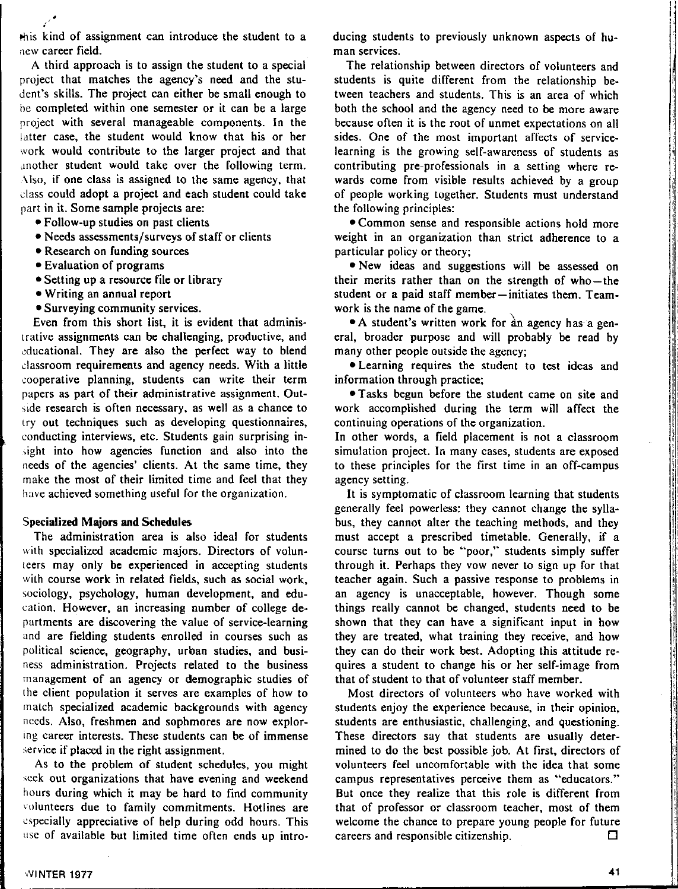this kind of assignment can introduce the student to a new career field.

A third approach is to assign the student to a special project that matches the agency's need and the student's skills. The project can either be small enough to be completed within one semester or it can be a large project with several manageable components. In the latter case, the student would know that his or her work would contribute to the larger project and that another student would take over the following term. Also, if one class is assigned to the same agency, that class could adopt a project and each student could take part in it. Some sample projects are:

- Follow-up studies on past clients
- Needs assessments/surveys of staff or clients
- Research on funding sources
- Evaluation of programs
- Setting up a resource file or library
- Writing an annual report
- Surveying community services.

Even from this short list, it is evident that administrative assignments can be challenging, productive, and educational. They are also the perfect way to blend classroom requirements and agency needs. With a little cooperative planning, students can write their term papers as part of their administrative assignment. Outside research is often necessary, as well as a chance to try out techniques such as developing questionnaires, conducting interviews, etc. Students gain surprising insight into how agencies function and also into the needs of the agencies' clients. At the same time, they make the most of their limited time and feel that they have achieved something useful for the organization.

### Specialized Majors and Schedules

The administration area is also ideal for students with specialized academic majors. Directors of volunteers may only be experienced in accepting students with course work in related fields, such as social work, sociology, psychology, human development, and education. However, an increasing number of college departments are discovering the value of service-learning and are fielding students enrolled in courses such as political science, geography, urban studies, and business administration. Projects related to the business management of an agency or demographic studies of the client population it serves are examples of how to match specialized academic backgrounds with agency needs. Also, freshmen and sophmores are now exploring career interests. These students can be of immense service if placed in the right assignment.

As to the problem of student schedules, you might seek out organizations that have evening and weekend hours during which it may be hard to find community volunteers due to family commitments. Hotlines are especially appreciative of help during odd hours. This use of available but limited time often ends up introducing students to previously unknown aspects of human services.

The relationship between directors of volunteers and students is quite different from the relationship between teachers and students. This is an area of which both the school and the agency need to be more aware because often it is the root of unmet expectations on all sides. One of the most important affects of service-learning is the growing self-awareness of students as contributing pre-professionals in a setting where rewards come from visible results achieved by a group of people working together. Students must understand the following principles:

- Common sense and responsible actions hold more weight in an organization than strict adherence to a particular policy or theory;
- New ideas and suggestions will be assessed on their merits rather than on the strength of who—the student or a paid staff member—initiates them. Teamwork is the name of the game.
- A student's written work for an agency has a general, broader purpose and will probably be read by many other people outside the agency;
- Learning requires the student to test ideas and information through practice;
- Tasks begun before the student came on site and work accomplished during the term will affect the continuing operations of the organization.

In other words, a field placement is not a classroom simulation project. In many cases, students are exposed to these principles for the first time in an off-campus agency setting.

It is symptomatic of classroom learning that students generally feel powerless: they cannot change the syllabus, they cannot alter the teaching methods, and they must accept a prescribed timetable. Generally, if a course turns out to be "poor," students simply suffer through it. Perhaps they vow never to sign up for that teacher again. Such a passive response to problems in an agency is unacceptable, however. Though some things really cannot be changed, students need to be shown that they can have a significant input in how they are treated, what training they receive, and how they can do their work best. Adopting this attitude requires a student to change his or her self-image from that of student to that of volunteer staff member.

Most directors of volunteers who have worked with students enjoy the experience because, in their opinion, students are enthusiastic, challenging, and questioning. These directors say that students are usually determined to do the best possible job. At first, directors of volunteers feel uncomfortable with the idea that some campus representatives perceive them as "educators." But once they realize that this role is different from that of professor or classroom teacher, most of them welcome the chance to prepare young people for future careers and responsible citizenship. □